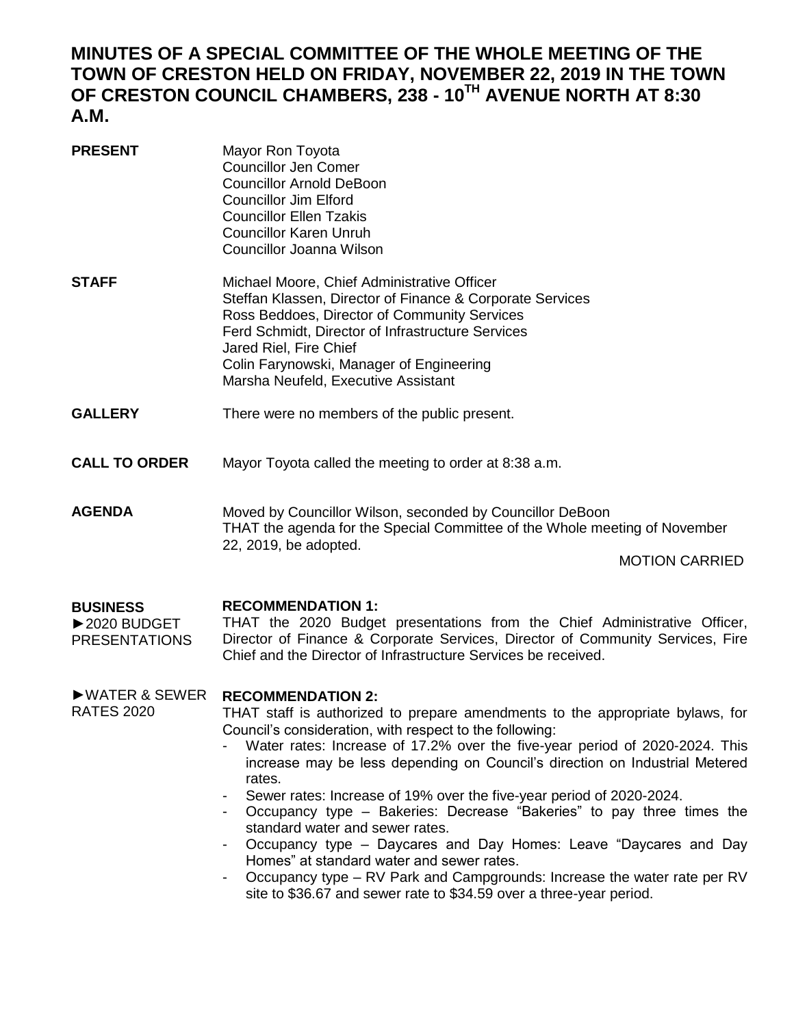# MINUTES OF A SPECIAL COMMITTEE OF THE WHOLE MEETING OF THE TOWN OF CRESTON HELD ON FRIDAY, NOVEMBER 22, 2019 IN THE TOWN OF CRESTON COUNCIL CHAMBERS, 238 - 10TH AVENUE NORTH AT 8:30 A.M.

**PRESENT**

Mayor Ron Toyota
Councillor Jen Comer
Councillor Arnold DeBoon
Councillor Jim Elford
Councillor Ellen Tzakis
Councillor Karen Unruh
Councillor Joanna Wilson

**STAFF**

Michael Moore, Chief Administrative Officer
Steffan Klassen, Director of Finance & Corporate Services
Ross Beddoes, Director of Community Services
Ferd Schmidt, Director of Infrastructure Services
Jared Riel, Fire Chief
Colin Farynowski, Manager of Engineering
Marsha Neufeld, Executive Assistant

**GALLERY**

There were no members of the public present.

**CALL TO ORDER**

Mayor Toyota called the meeting to order at 8:38 a.m.

**AGENDA**

Moved by Councillor Wilson, seconded by Councillor DeBoon
THAT the agenda for the Special Committee of the Whole meeting of November 22, 2019, be adopted.

MOTION CARRIED

**BUSINESS**

►2020 BUDGET PRESENTATIONS

**RECOMMENDATION 1:**

THAT the 2020 Budget presentations from the Chief Administrative Officer, Director of Finance & Corporate Services, Director of Community Services, Fire Chief and the Director of Infrastructure Services be received.

►WATER & SEWER RATES 2020

**RECOMMENDATION 2:**

THAT staff is authorized to prepare amendments to the appropriate bylaws, for Council's consideration, with respect to the following:

- Water rates: Increase of 17.2% over the five-year period of 2020-2024. This increase may be less depending on Council's direction on Industrial Metered rates.
- Sewer rates: Increase of 19% over the five-year period of 2020-2024.
- Occupancy type – Bakeries: Decrease "Bakeries" to pay three times the standard water and sewer rates.
- Occupancy type – Daycares and Day Homes: Leave "Daycares and Day Homes" at standard water and sewer rates.
- Occupancy type – RV Park and Campgrounds: Increase the water rate per RV site to $36.67 and sewer rate to $34.59 over a three-year period.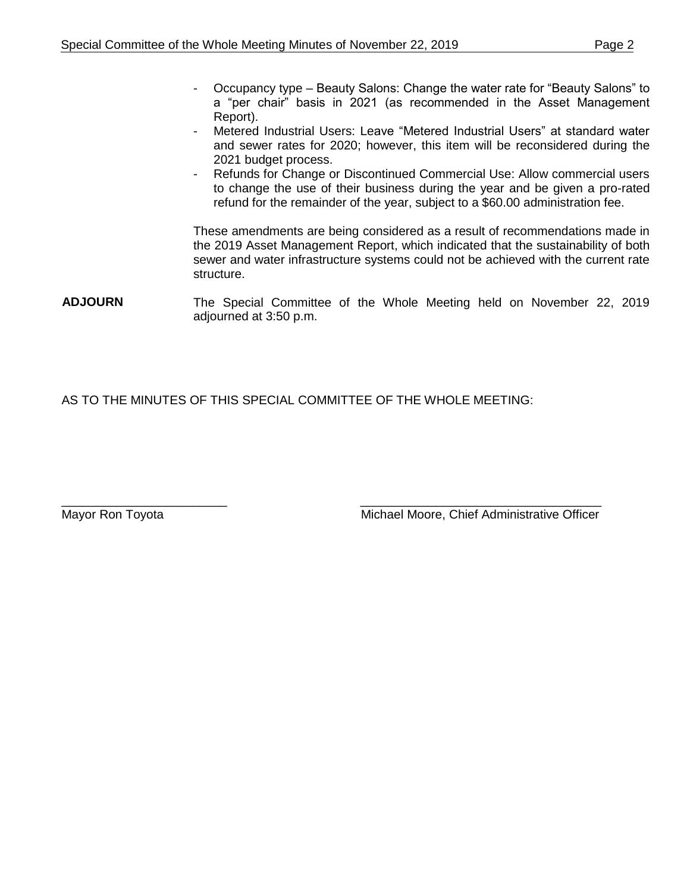- Occupancy type – Beauty Salons: Change the water rate for "Beauty Salons" to a "per chair" basis in 2021 (as recommended in the Asset Management Report).
- Metered Industrial Users: Leave "Metered Industrial Users" at standard water and sewer rates for 2020; however, this item will be reconsidered during the 2021 budget process.
- Refunds for Change or Discontinued Commercial Use: Allow commercial users to change the use of their business during the year and be given a pro-rated refund for the remainder of the year, subject to a $60.00 administration fee.

These amendments are being considered as a result of recommendations made in the 2019 Asset Management Report, which indicated that the sustainability of both sewer and water infrastructure systems could not be achieved with the current rate structure.

**ADJOURN**

The Special Committee of the Whole Meeting held on November 22, 2019 adjourned at 3:50 p.m.

AS TO THE MINUTES OF THIS SPECIAL COMMITTEE OF THE WHOLE MEETING:

_________________________
Mayor Ron Toyota

_________________________
Michael Moore, Chief Administrative Officer